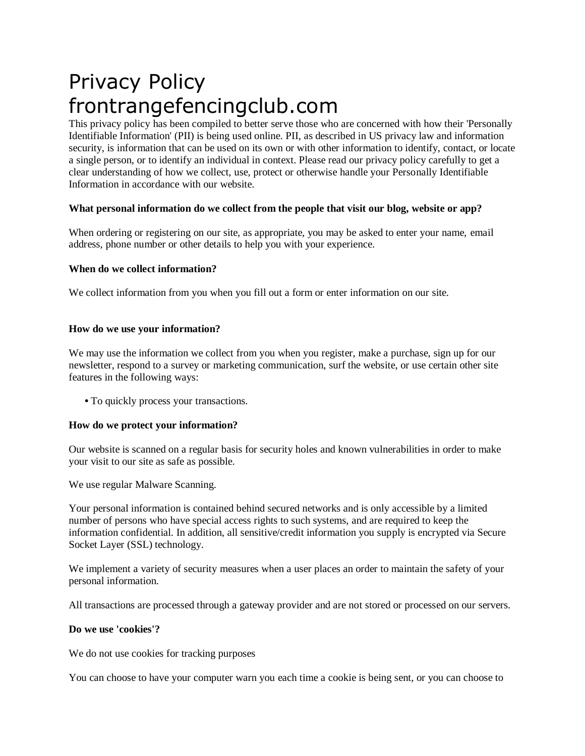# Privacy Policy frontrangefencingclub.com

This privacy policy has been compiled to better serve those who are concerned with how their 'Personally Identifiable Information' (PII) is being used online. PII, as described in US privacy law and information security, is information that can be used on its own or with other information to identify, contact, or locate a single person, or to identify an individual in context. Please read our privacy policy carefully to get a clear understanding of how we collect, use, protect or otherwise handle your Personally Identifiable Information in accordance with our website.

**What personal information do we collect from the people that visit our blog, website or app?**

When ordering or registering on our site, as appropriate, you may be asked to enter your name, email address, phone number or other details to help you with your experience.

**When do we collect information?**

We collect information from you when you fill out a form or enter information on our site.

**How do we use your information?**

We may use the information we collect from you when you register, make a purchase, sign up for our newsletter, respond to a survey or marketing communication, surf the website, or use certain other site features in the following ways:

- To quickly process your transactions.

**How do we protect your information?**

Our website is scanned on a regular basis for security holes and known vulnerabilities in order to make your visit to our site as safe as possible.

We use regular Malware Scanning.

Your personal information is contained behind secured networks and is only accessible by a limited number of persons who have special access rights to such systems, and are required to keep the information confidential. In addition, all sensitive/credit information you supply is encrypted via Secure Socket Layer (SSL) technology.

We implement a variety of security measures when a user places an order to maintain the safety of your personal information.

All transactions are processed through a gateway provider and are not stored or processed on our servers.

**Do we use 'cookies'?**

We do not use cookies for tracking purposes

You can choose to have your computer warn you each time a cookie is being sent, or you can choose to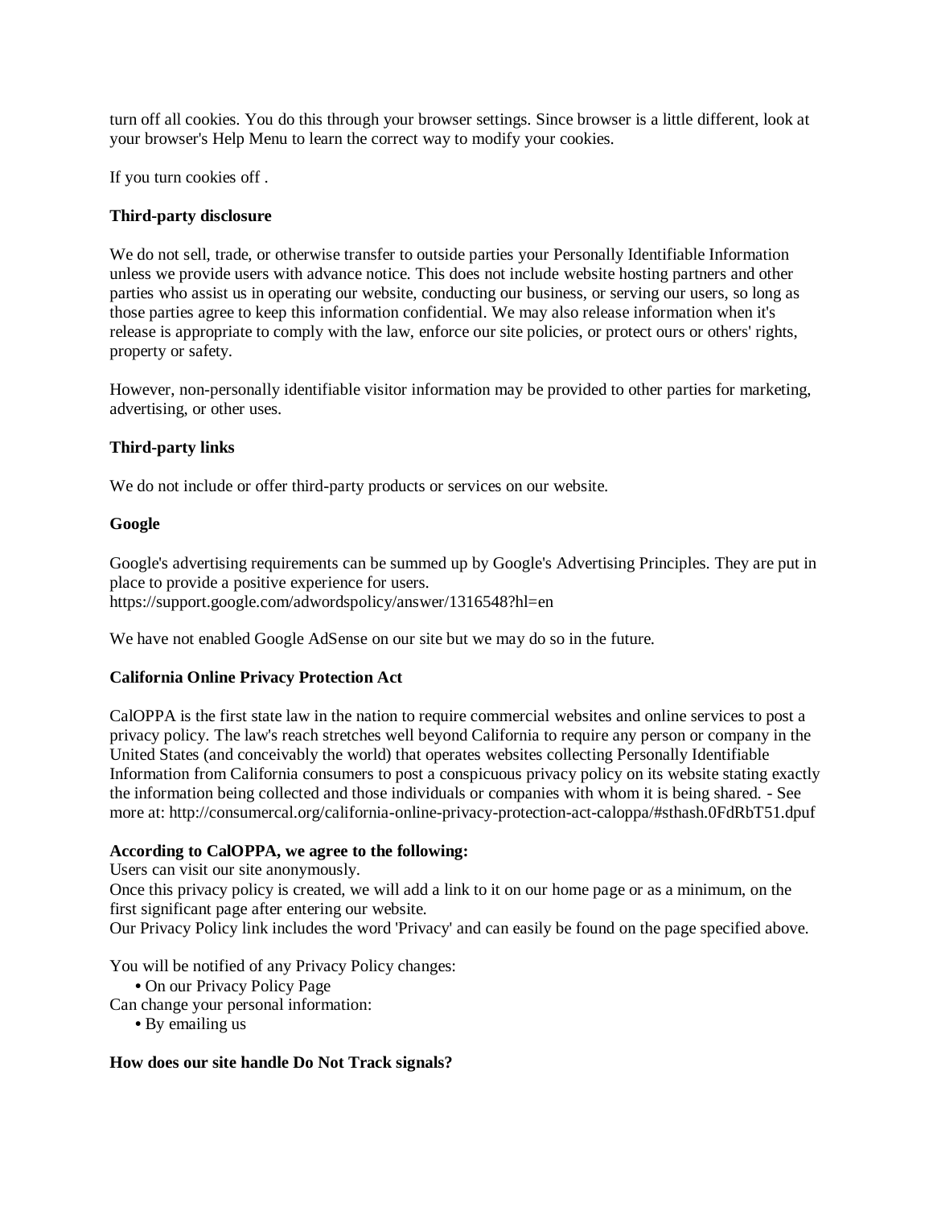turn off all cookies. You do this through your browser settings. Since browser is a little different, look at your browser's Help Menu to learn the correct way to modify your cookies.

If you turn cookies off .

**Third-party disclosure**

We do not sell, trade, or otherwise transfer to outside parties your Personally Identifiable Information unless we provide users with advance notice. This does not include website hosting partners and other parties who assist us in operating our website, conducting our business, or serving our users, so long as those parties agree to keep this information confidential. We may also release information when it's release is appropriate to comply with the law, enforce our site policies, or protect ours or others' rights, property or safety.

However, non-personally identifiable visitor information may be provided to other parties for marketing, advertising, or other uses.

**Third-party links**

We do not include or offer third-party products or services on our website.

**Google**

Google's advertising requirements can be summed up by Google's Advertising Principles. They are put in place to provide a positive experience for users.
https://support.google.com/adwordspolicy/answer/1316548?hl=en

We have not enabled Google AdSense on our site but we may do so in the future.

**California Online Privacy Protection Act**

CalOPPA is the first state law in the nation to require commercial websites and online services to post a privacy policy. The law's reach stretches well beyond California to require any person or company in the United States (and conceivably the world) that operates websites collecting Personally Identifiable Information from California consumers to post a conspicuous privacy policy on its website stating exactly the information being collected and those individuals or companies with whom it is being shared. - See more at: http://consumercal.org/california-online-privacy-protection-act-caloppa/#sthash.0FdRbT51.dpuf

**According to CalOPPA, we agree to the following:**
Users can visit our site anonymously.
Once this privacy policy is created, we will add a link to it on our home page or as a minimum, on the first significant page after entering our website.
Our Privacy Policy link includes the word 'Privacy' and can easily be found on the page specified above.

You will be notified of any Privacy Policy changes:
- On our Privacy Policy Page

Can change your personal information:
- By emailing us

**How does our site handle Do Not Track signals?**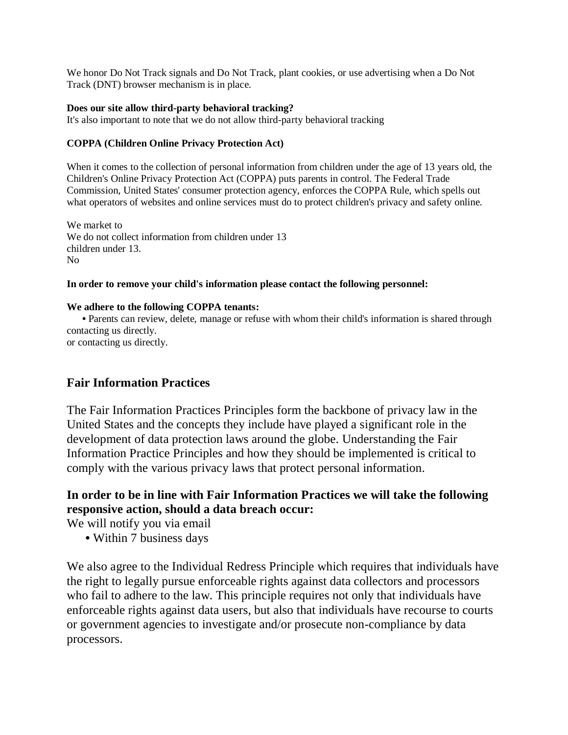We honor Do Not Track signals and Do Not Track, plant cookies, or use advertising when a Do Not Track (DNT) browser mechanism is in place.

**Does our site allow third-party behavioral tracking?**
It's also important to note that we do not allow third-party behavioral tracking

**COPPA (Children Online Privacy Protection Act)**

When it comes to the collection of personal information from children under the age of 13 years old, the Children's Online Privacy Protection Act (COPPA) puts parents in control. The Federal Trade Commission, United States' consumer protection agency, enforces the COPPA Rule, which spells out what operators of websites and online services must do to protect children's privacy and safety online.

We market to
We do not collect information from children under 13
children under 13.
No

**In order to remove your child's information please contact the following personnel:**

**We adhere to the following COPPA tenants:**

- Parents can review, delete, manage or refuse with whom their child's information is shared through contacting us directly.

or contacting us directly.

## Fair Information Practices

The Fair Information Practices Principles form the backbone of privacy law in the United States and the concepts they include have played a significant role in the development of data protection laws around the globe. Understanding the Fair Information Practice Principles and how they should be implemented is critical to comply with the various privacy laws that protect personal information.

### In order to be in line with Fair Information Practices we will take the following responsive action, should a data breach occur:

We will notify you via email

- Within 7 business days

We also agree to the Individual Redress Principle which requires that individuals have the right to legally pursue enforceable rights against data collectors and processors who fail to adhere to the law. This principle requires not only that individuals have enforceable rights against data users, but also that individuals have recourse to courts or government agencies to investigate and/or prosecute non-compliance by data processors.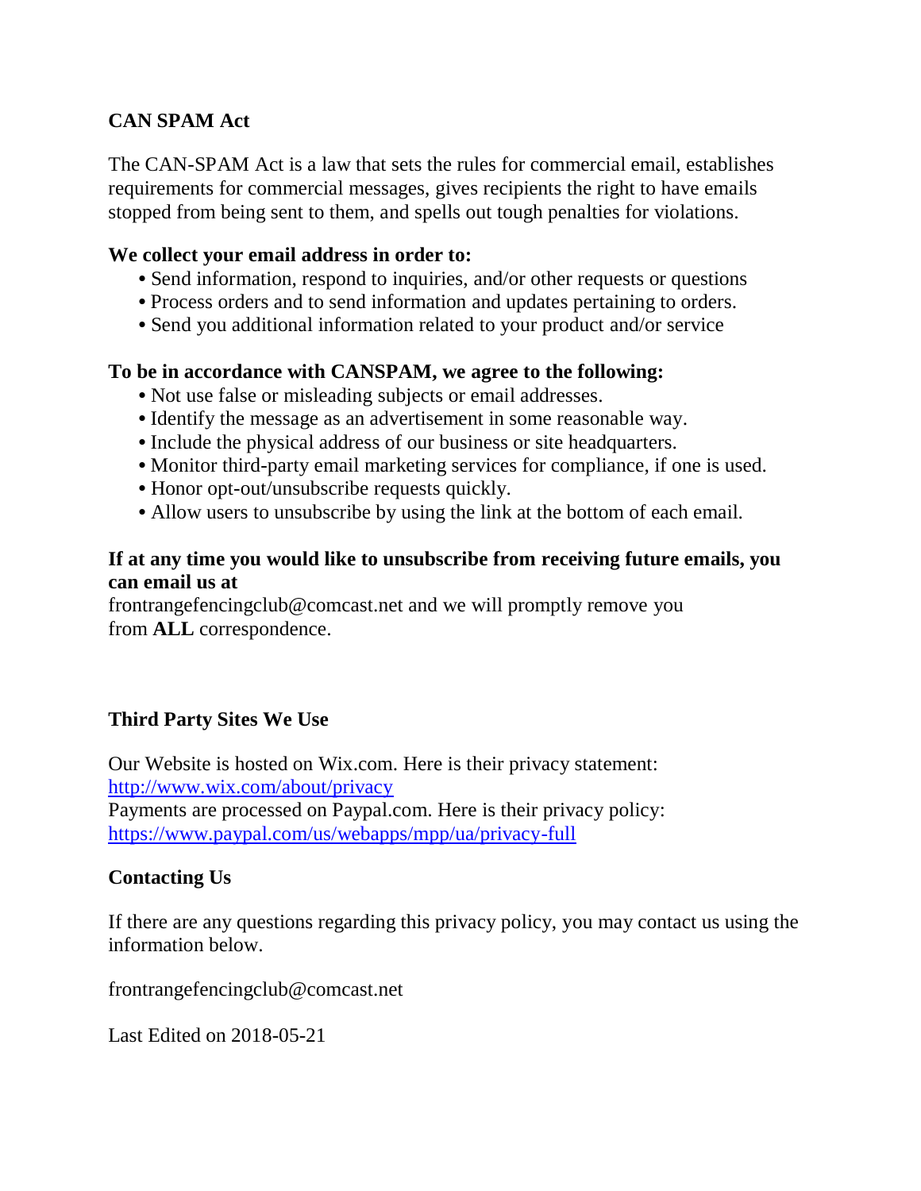## CAN SPAM Act

The CAN-SPAM Act is a law that sets the rules for commercial email, establishes requirements for commercial messages, gives recipients the right to have emails stopped from being sent to them, and spells out tough penalties for violations.

**We collect your email address in order to:**

- Send information, respond to inquiries, and/or other requests or questions
- Process orders and to send information and updates pertaining to orders.
- Send you additional information related to your product and/or service

**To be in accordance with CANSPAM, we agree to the following:**

- Not use false or misleading subjects or email addresses.
- Identify the message as an advertisement in some reasonable way.
- Include the physical address of our business or site headquarters.
- Monitor third-party email marketing services for compliance, if one is used.
- Honor opt-out/unsubscribe requests quickly.
- Allow users to unsubscribe by using the link at the bottom of each email.

**If at any time you would like to unsubscribe from receiving future emails, you can email us at**
frontrangefencingclub@comcast.net and we will promptly remove you from **ALL** correspondence.

## Third Party Sites We Use

Our Website is hosted on Wix.com. Here is their privacy statement: [http://www.wix.com/about/privacy](http://www.wix.com/about/privacy)
Payments are processed on Paypal.com. Here is their privacy policy: [https://www.paypal.com/us/webapps/mpp/ua/privacy-full](https://www.paypal.com/us/webapps/mpp/ua/privacy-full)

## Contacting Us

If there are any questions regarding this privacy policy, you may contact us using the information below.

frontrangefencingclub@comcast.net

Last Edited on 2018-05-21